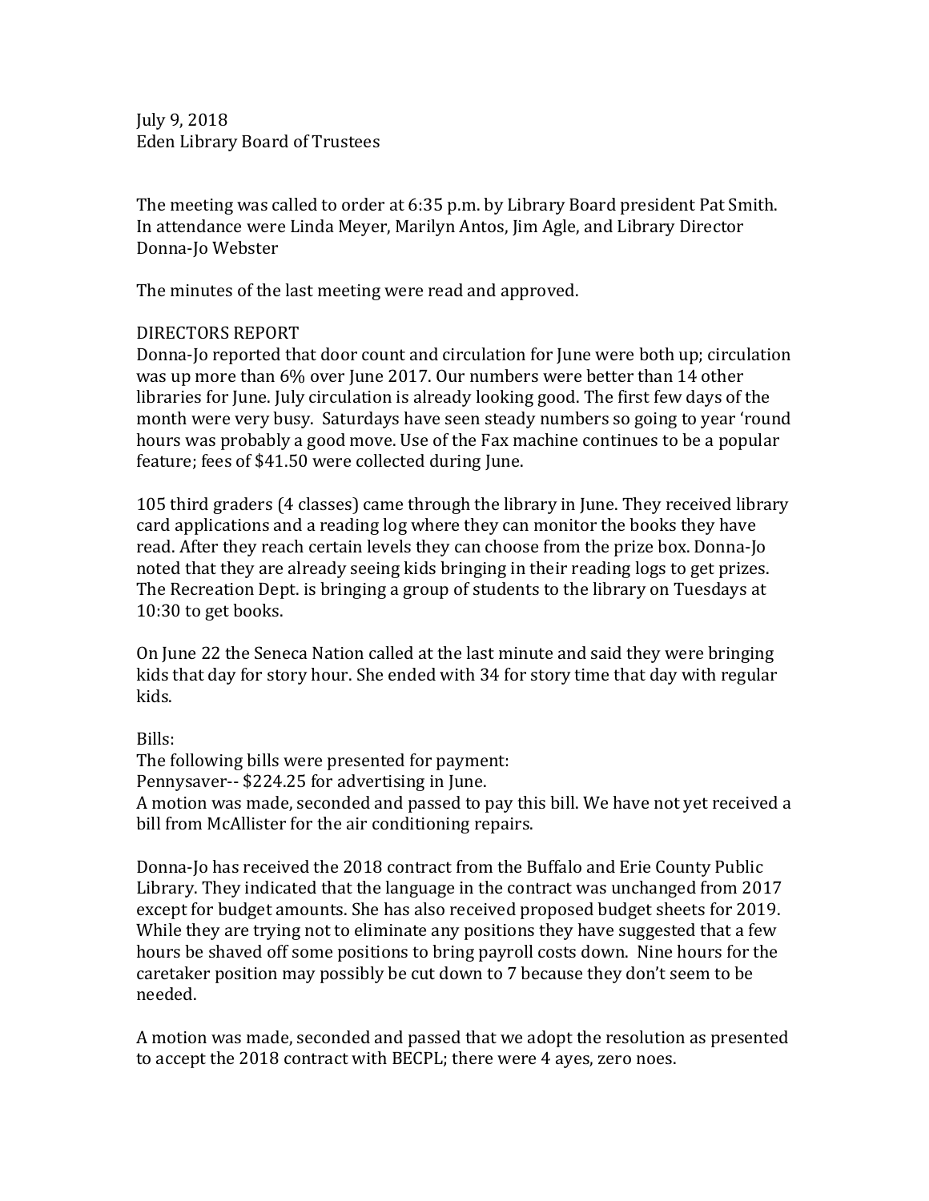July 9, 2018
Eden Library Board of Trustees

The meeting was called to order at 6:35 p.m. by Library Board president Pat Smith. In attendance were Linda Meyer, Marilyn Antos, Jim Agle, and Library Director Donna-Jo Webster

The minutes of the last meeting were read and approved.

DIRECTORS REPORT
Donna-Jo reported that door count and circulation for June were both up; circulation was up more than 6% over June 2017. Our numbers were better than 14 other libraries for June. July circulation is already looking good. The first few days of the month were very busy. Saturdays have seen steady numbers so going to year 'round hours was probably a good move. Use of the Fax machine continues to be a popular feature; fees of $41.50 were collected during June.

105 third graders (4 classes) came through the library in June. They received library card applications and a reading log where they can monitor the books they have read. After they reach certain levels they can choose from the prize box. Donna-Jo noted that they are already seeing kids bringing in their reading logs to get prizes. The Recreation Dept. is bringing a group of students to the library on Tuesdays at 10:30 to get books.

On June 22 the Seneca Nation called at the last minute and said they were bringing kids that day for story hour. She ended with 34 for story time that day with regular kids.

Bills:
The following bills were presented for payment:
Pennysaver-- $224.25 for advertising in June.
A motion was made, seconded and passed to pay this bill. We have not yet received a bill from McAllister for the air conditioning repairs.

Donna-Jo has received the 2018 contract from the Buffalo and Erie County Public Library. They indicated that the language in the contract was unchanged from 2017 except for budget amounts. She has also received proposed budget sheets for 2019. While they are trying not to eliminate any positions they have suggested that a few hours be shaved off some positions to bring payroll costs down. Nine hours for the caretaker position may possibly be cut down to 7 because they don't seem to be needed.

A motion was made, seconded and passed that we adopt the resolution as presented to accept the 2018 contract with BECPL; there were 4 ayes, zero noes.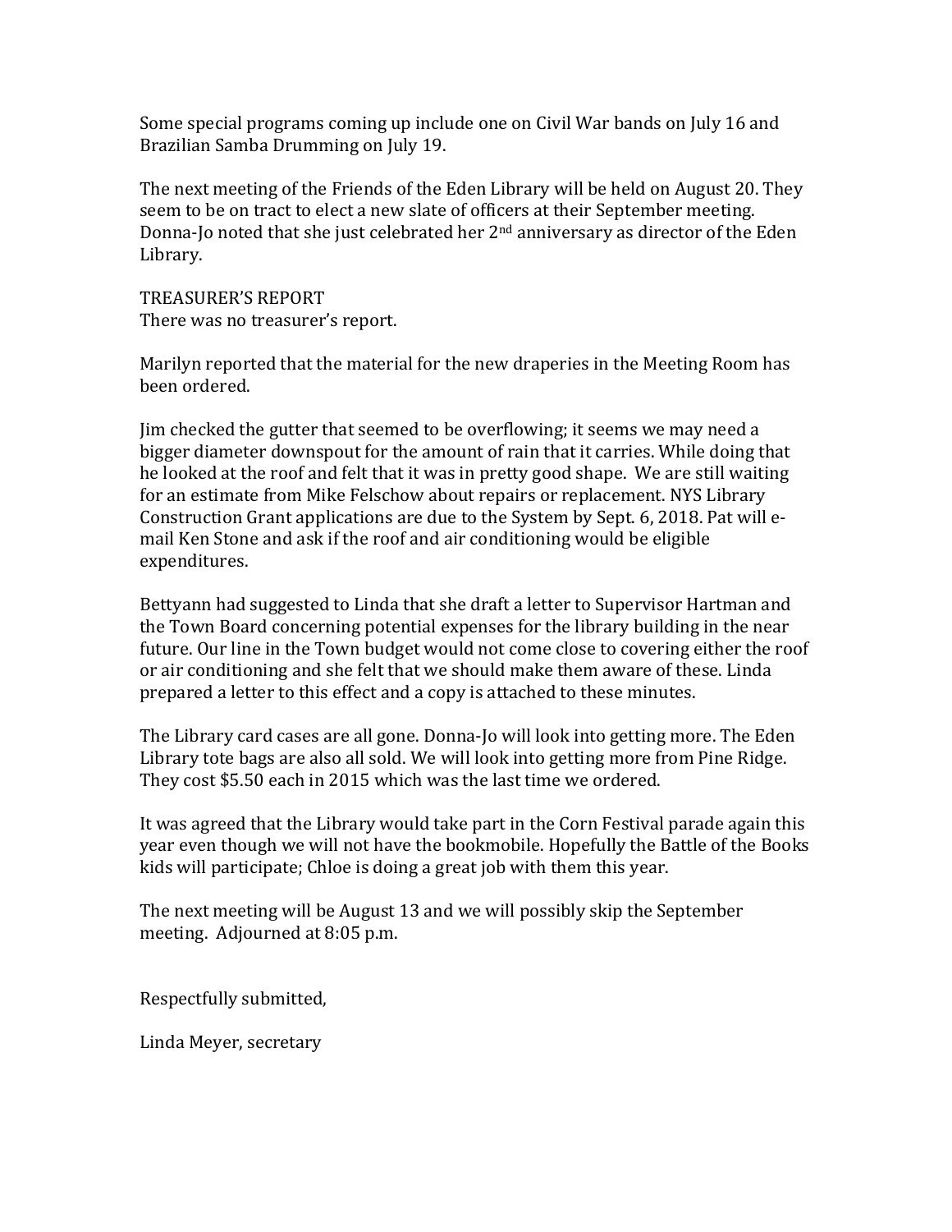Some special programs coming up include one on Civil War bands on July 16 and Brazilian Samba Drumming on July 19.

The next meeting of the Friends of the Eden Library will be held on August 20. They seem to be on tract to elect a new slate of officers at their September meeting. Donna-Jo noted that she just celebrated her 2nd anniversary as director of the Eden Library.

TREASURER'S REPORT
There was no treasurer's report.

Marilyn reported that the material for the new draperies in the Meeting Room has been ordered.

Jim checked the gutter that seemed to be overflowing; it seems we may need a bigger diameter downspout for the amount of rain that it carries. While doing that he looked at the roof and felt that it was in pretty good shape. We are still waiting for an estimate from Mike Felschow about repairs or replacement. NYS Library Construction Grant applications are due to the System by Sept. 6, 2018. Pat will e-mail Ken Stone and ask if the roof and air conditioning would be eligible expenditures.

Bettyann had suggested to Linda that she draft a letter to Supervisor Hartman and the Town Board concerning potential expenses for the library building in the near future. Our line in the Town budget would not come close to covering either the roof or air conditioning and she felt that we should make them aware of these. Linda prepared a letter to this effect and a copy is attached to these minutes.

The Library card cases are all gone. Donna-Jo will look into getting more. The Eden Library tote bags are also all sold. We will look into getting more from Pine Ridge. They cost $5.50 each in 2015 which was the last time we ordered.

It was agreed that the Library would take part in the Corn Festival parade again this year even though we will not have the bookmobile. Hopefully the Battle of the Books kids will participate; Chloe is doing a great job with them this year.

The next meeting will be August 13 and we will possibly skip the September meeting. Adjourned at 8:05 p.m.

Respectfully submitted,

Linda Meyer, secretary